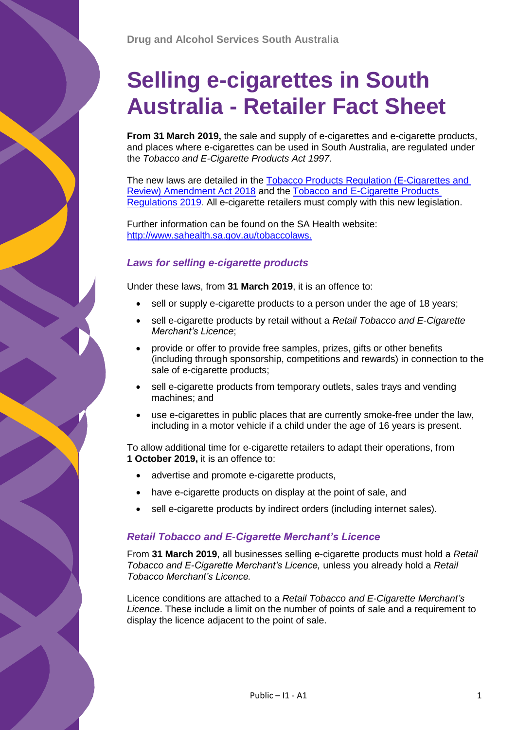Drug and Alcohol Services South Australia

# Selling e-cigarettes in South Australia - Retailer Fact Sheet

**From 31 March 2019,** the sale and supply of e-cigarettes and e-cigarette products, and places where e-cigarettes can be used in South Australia, are regulated under the *Tobacco and E-Cigarette Products Act 1997*.

The new laws are detailed in the [Tobacco Products Regulation (E-Cigarettes and Review) Amendment Act 2018]() and the [Tobacco and E-Cigarette Products Regulations 2019](). All e-cigarette retailers must comply with this new legislation.

Further information can be found on the SA Health website: [http://www.sahealth.sa.gov.au/tobaccolaws.](http://www.sahealth.sa.gov.au/tobaccolaws)

### *Laws for selling e-cigarette products*

Under these laws, from **31 March 2019**, it is an offence to:

- sell or supply e-cigarette products to a person under the age of 18 years;
- sell e-cigarette products by retail without a *Retail Tobacco and E-Cigarette Merchant's Licence*;
- provide or offer to provide free samples, prizes, gifts or other benefits (including through sponsorship, competitions and rewards) in connection to the sale of e-cigarette products;
- sell e-cigarette products from temporary outlets, sales trays and vending machines; and
- use e-cigarettes in public places that are currently smoke-free under the law, including in a motor vehicle if a child under the age of 16 years is present.

To allow additional time for e-cigarette retailers to adapt their operations, from **1 October 2019,** it is an offence to:

- advertise and promote e-cigarette products,
- have e-cigarette products on display at the point of sale, and
- sell e-cigarette products by indirect orders (including internet sales).

### *Retail Tobacco and E-Cigarette Merchant's Licence*

From **31 March 2019**, all businesses selling e-cigarette products must hold a *Retail Tobacco and E-Cigarette Merchant's Licence,* unless you already hold a *Retail Tobacco Merchant's Licence.*

Licence conditions are attached to a *Retail Tobacco and E-Cigarette Merchant's Licence*. These include a limit on the number of points of sale and a requirement to display the licence adjacent to the point of sale.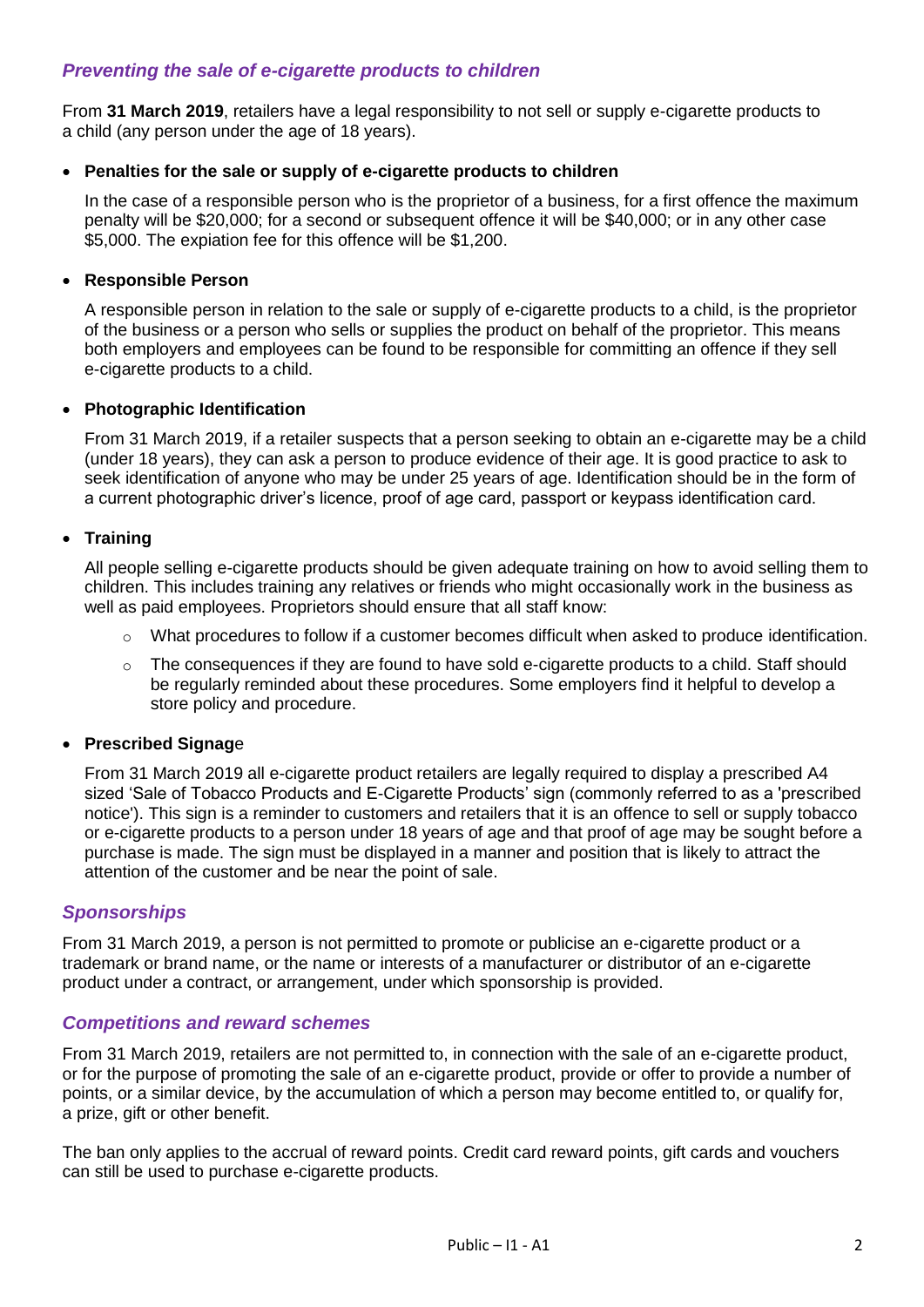## *Preventing the sale of e-cigarette products to children*

From **31 March 2019**, retailers have a legal responsibility to not sell or supply e-cigarette products to a child (any person under the age of 18 years).

- **Penalties for the sale or supply of e-cigarette products to children**

  In the case of a responsible person who is the proprietor of a business, for a first offence the maximum penalty will be $20,000; for a second or subsequent offence it will be $40,000; or in any other case $5,000. The expiation fee for this offence will be $1,200.

- **Responsible Person**

  A responsible person in relation to the sale or supply of e-cigarette products to a child, is the proprietor of the business or a person who sells or supplies the product on behalf of the proprietor. This means both employers and employees can be found to be responsible for committing an offence if they sell e-cigarette products to a child.

- **Photographic Identification**

  From 31 March 2019, if a retailer suspects that a person seeking to obtain an e-cigarette may be a child (under 18 years), they can ask a person to produce evidence of their age. It is good practice to ask to seek identification of anyone who may be under 25 years of age. Identification should be in the form of a current photographic driver's licence, proof of age card, passport or keypass identification card.

- **Training**

  All people selling e-cigarette products should be given adequate training on how to avoid selling them to children. This includes training any relatives or friends who might occasionally work in the business as well as paid employees. Proprietors should ensure that all staff know:

  - What procedures to follow if a customer becomes difficult when asked to produce identification.
  - The consequences if they are found to have sold e-cigarette products to a child. Staff should be regularly reminded about these procedures. Some employers find it helpful to develop a store policy and procedure.

- **Prescribed Signage**

  From 31 March 2019 all e-cigarette product retailers are legally required to display a prescribed A4 sized 'Sale of Tobacco Products and E-Cigarette Products' sign (commonly referred to as a 'prescribed notice'). This sign is a reminder to customers and retailers that it is an offence to sell or supply tobacco or e-cigarette products to a person under 18 years of age and that proof of age may be sought before a purchase is made. The sign must be displayed in a manner and position that is likely to attract the attention of the customer and be near the point of sale.

## *Sponsorships*

From 31 March 2019, a person is not permitted to promote or publicise an e-cigarette product or a trademark or brand name, or the name or interests of a manufacturer or distributor of an e-cigarette product under a contract, or arrangement, under which sponsorship is provided.

## *Competitions and reward schemes*

From 31 March 2019, retailers are not permitted to, in connection with the sale of an e-cigarette product, or for the purpose of promoting the sale of an e-cigarette product, provide or offer to provide a number of points, or a similar device, by the accumulation of which a person may become entitled to, or qualify for, a prize, gift or other benefit.

The ban only applies to the accrual of reward points. Credit card reward points, gift cards and vouchers can still be used to purchase e-cigarette products.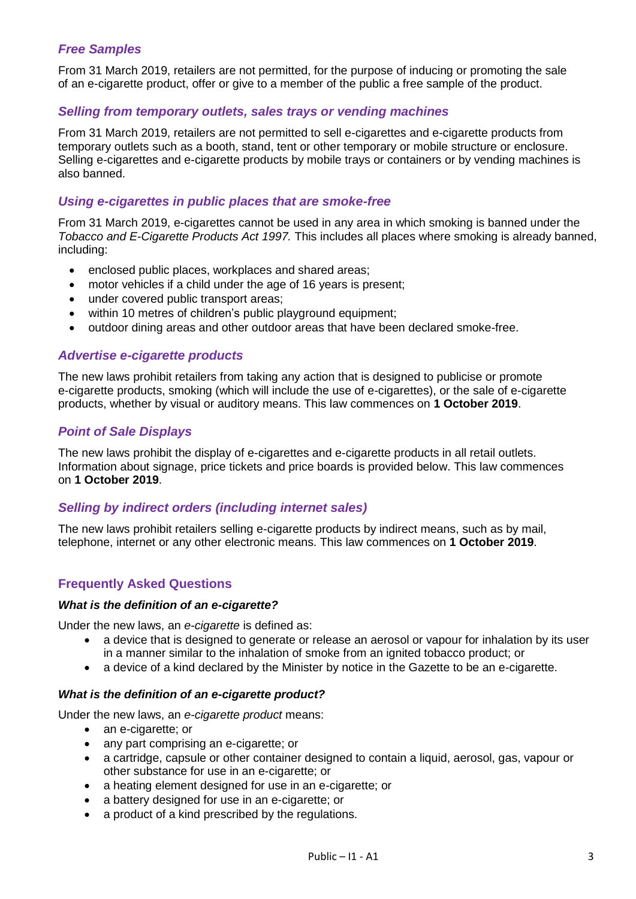### *Free Samples*

From 31 March 2019, retailers are not permitted, for the purpose of inducing or promoting the sale of an e-cigarette product, offer or give to a member of the public a free sample of the product.

### *Selling from temporary outlets, sales trays or vending machines*

From 31 March 2019, retailers are not permitted to sell e-cigarettes and e-cigarette products from temporary outlets such as a booth, stand, tent or other temporary or mobile structure or enclosure. Selling e-cigarettes and e-cigarette products by mobile trays or containers or by vending machines is also banned.

### *Using e-cigarettes in public places that are smoke-free*

From 31 March 2019, e-cigarettes cannot be used in any area in which smoking is banned under the *Tobacco and E-Cigarette Products Act 1997.* This includes all places where smoking is already banned, including:

- enclosed public places, workplaces and shared areas;
- motor vehicles if a child under the age of 16 years is present;
- under covered public transport areas;
- within 10 metres of children's public playground equipment;
- outdoor dining areas and other outdoor areas that have been declared smoke-free.

### *Advertise e-cigarette products*

The new laws prohibit retailers from taking any action that is designed to publicise or promote e-cigarette products, smoking (which will include the use of e-cigarettes), or the sale of e-cigarette products, whether by visual or auditory means. This law commences on **1 October 2019**.

### *Point of Sale Displays*

The new laws prohibit the display of e-cigarettes and e-cigarette products in all retail outlets. Information about signage, price tickets and price boards is provided below. This law commences on **1 October 2019**.

### *Selling by indirect orders (including internet sales)*

The new laws prohibit retailers selling e-cigarette products by indirect means, such as by mail, telephone, internet or any other electronic means. This law commences on **1 October 2019**.

## Frequently Asked Questions

#### *What is the definition of an e-cigarette?*

Under the new laws, an *e-cigarette* is defined as:

- a device that is designed to generate or release an aerosol or vapour for inhalation by its user in a manner similar to the inhalation of smoke from an ignited tobacco product; or
- a device of a kind declared by the Minister by notice in the Gazette to be an e-cigarette.

#### *What is the definition of an e-cigarette product?*

Under the new laws, an *e-cigarette product* means:

- an e-cigarette; or
- any part comprising an e-cigarette; or
- a cartridge, capsule or other container designed to contain a liquid, aerosol, gas, vapour or other substance for use in an e-cigarette; or
- a heating element designed for use in an e-cigarette; or
- a battery designed for use in an e-cigarette; or
- a product of a kind prescribed by the regulations.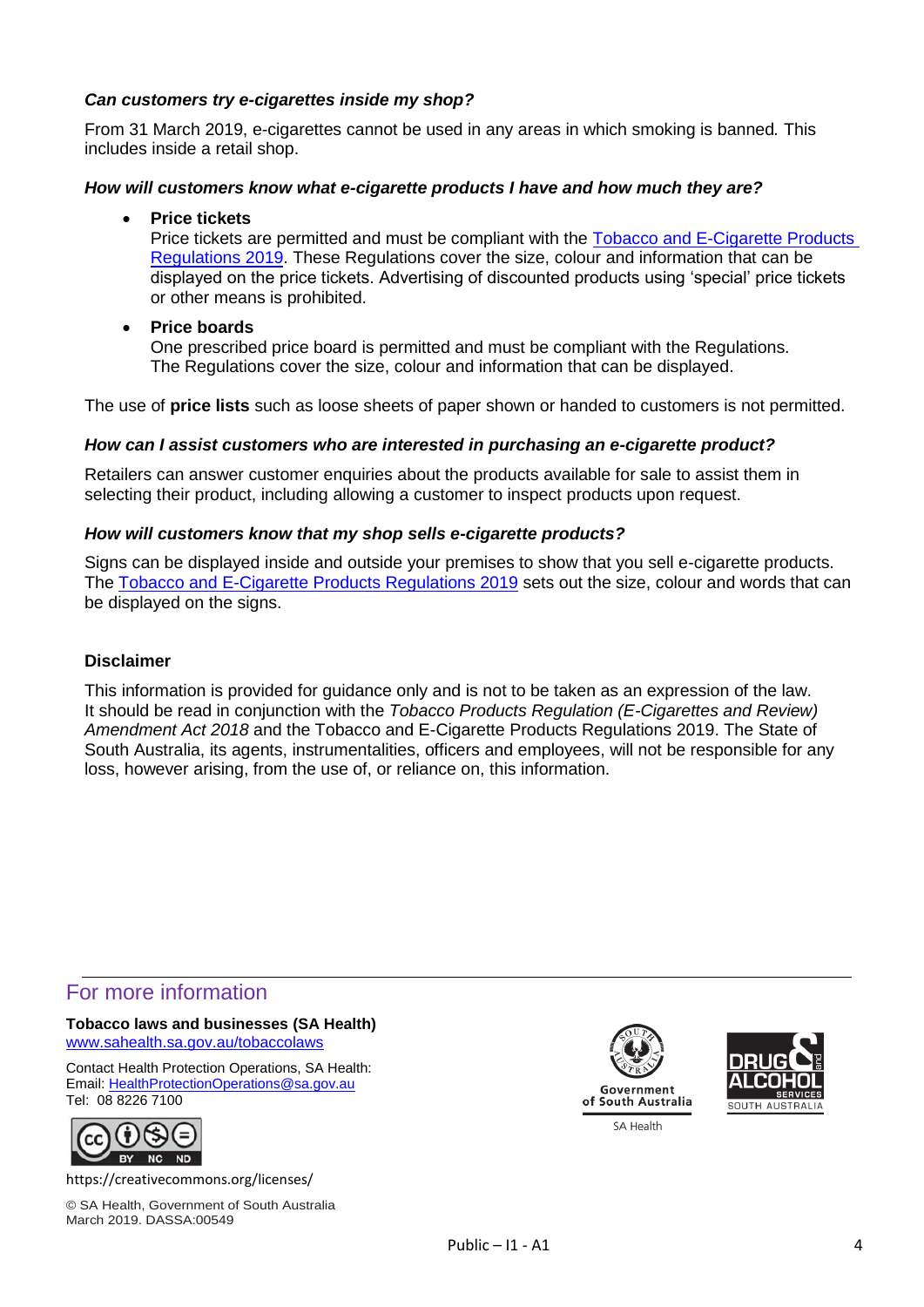***Can customers try e-cigarettes inside my shop?***

From 31 March 2019, e-cigarettes cannot be used in any areas in which smoking is banned. This includes inside a retail shop.

***How will customers know what e-cigarette products I have and how much they are?***

- **Price tickets**
  Price tickets are permitted and must be compliant with the Tobacco and E-Cigarette Products Regulations 2019. These Regulations cover the size, colour and information that can be displayed on the price tickets. Advertising of discounted products using 'special' price tickets or other means is prohibited.
- **Price boards**
  One prescribed price board is permitted and must be compliant with the Regulations. The Regulations cover the size, colour and information that can be displayed.

The use of **price lists** such as loose sheets of paper shown or handed to customers is not permitted.

***How can I assist customers who are interested in purchasing an e-cigarette product?***

Retailers can answer customer enquiries about the products available for sale to assist them in selecting their product, including allowing a customer to inspect products upon request.

***How will customers know that my shop sells e-cigarette products?***

Signs can be displayed inside and outside your premises to show that you sell e-cigarette products. The Tobacco and E-Cigarette Products Regulations 2019 sets out the size, colour and words that can be displayed on the signs.

**Disclaimer**

This information is provided for guidance only and is not to be taken as an expression of the law. It should be read in conjunction with the *Tobacco Products Regulation (E-Cigarettes and Review) Amendment Act 2018* and the Tobacco and E-Cigarette Products Regulations 2019. The State of South Australia, its agents, instrumentalities, officers and employees, will not be responsible for any loss, however arising, from the use of, or reliance on, this information.

## For more information

**Tobacco laws and businesses (SA Health)**
www.sahealth.sa.gov.au/tobaccolaws

Contact Health Protection Operations, SA Health:
Email: HealthProtectionOperations@sa.gov.au
Tel: 08 8226 7100

https://creativecommons.org/licenses/

© SA Health, Government of South Australia
March 2019. DASSA:00549

Government of South Australia
SA Health

DRUG and ALCOHOL SERVICES SOUTH AUSTRALIA

Public – I1 - A1